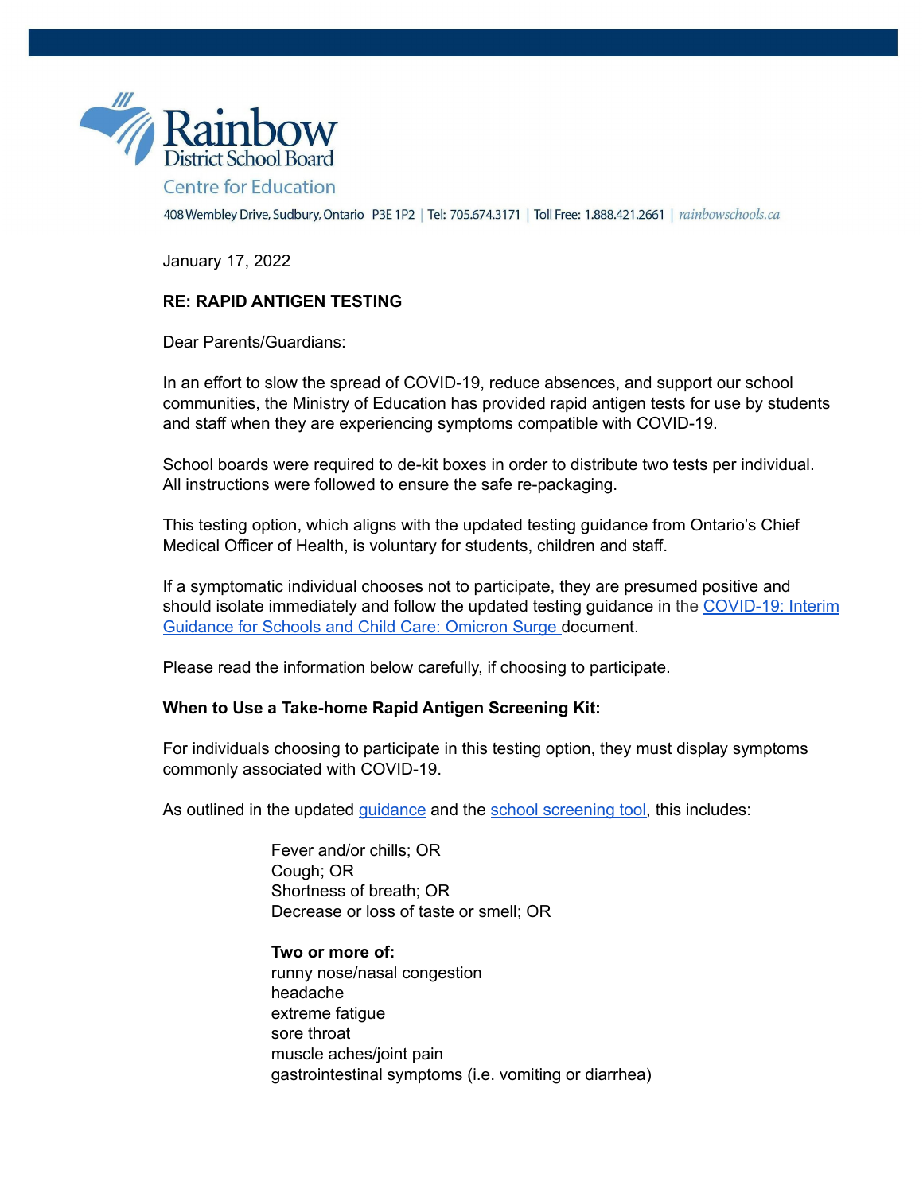Rainbow District School Board

Centre for Education

408 Wembley Drive, Sudbury, Ontario P3E 1P2 | Tel: 705.674.3171 | Toll Free: 1.888.421.2661 | rainbowschools.ca

January 17, 2022

**RE: RAPID ANTIGEN TESTING**

Dear Parents/Guardians:

In an effort to slow the spread of COVID-19, reduce absences, and support our school communities, the Ministry of Education has provided rapid antigen tests for use by students and staff when they are experiencing symptoms compatible with COVID-19.

School boards were required to de-kit boxes in order to distribute two tests per individual. All instructions were followed to ensure the safe re-packaging.

This testing option, which aligns with the updated testing guidance from Ontario's Chief Medical Officer of Health, is voluntary for students, children and staff.

If a symptomatic individual chooses not to participate, they are presumed positive and should isolate immediately and follow the updated testing guidance in the COVID-19: Interim Guidance for Schools and Child Care: Omicron Surge document.

Please read the information below carefully, if choosing to participate.

**When to Use a Take-home Rapid Antigen Screening Kit:**

For individuals choosing to participate in this testing option, they must display symptoms commonly associated with COVID-19.

As outlined in the updated guidance and the school screening tool, this includes:

Fever and/or chills; OR
Cough; OR
Shortness of breath; OR
Decrease or loss of taste or smell; OR

**Two or more of:**
runny nose/nasal congestion
headache
extreme fatigue
sore throat
muscle aches/joint pain
gastrointestinal symptoms (i.e. vomiting or diarrhea)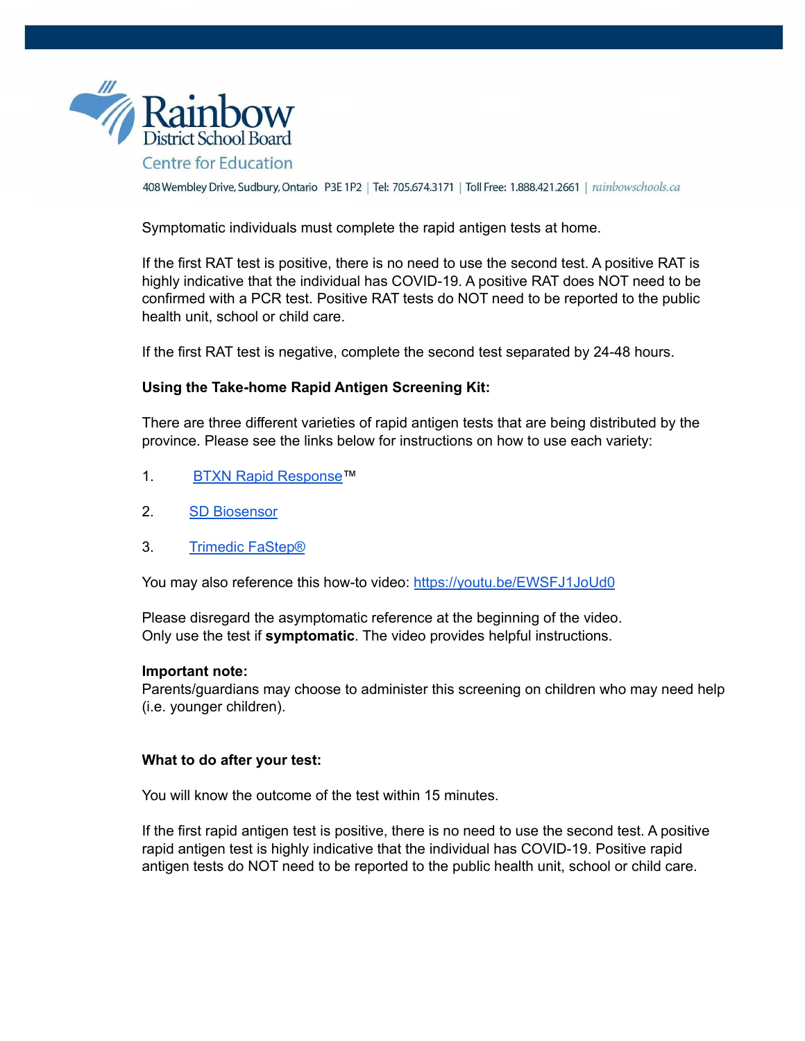Rainbow District School Board
Centre for Education
408 Wembley Drive, Sudbury, Ontario P3E 1P2 | Tel: 705.674.3171 | Toll Free: 1.888.421.2661 | rainbowschools.ca

Symptomatic individuals must complete the rapid antigen tests at home.

If the first RAT test is positive, there is no need to use the second test. A positive RAT is highly indicative that the individual has COVID-19. A positive RAT does NOT need to be confirmed with a PCR test. Positive RAT tests do NOT need to be reported to the public health unit, school or child care.

If the first RAT test is negative, complete the second test separated by 24-48 hours.

**Using the Take-home Rapid Antigen Screening Kit:**

There are three different varieties of rapid antigen tests that are being distributed by the province. Please see the links below for instructions on how to use each variety:

1. BTXN Rapid Response™
2. SD Biosensor
3. Trimedic FaStep®

You may also reference this how-to video: https://youtu.be/EWSFJ1JoUd0

Please disregard the asymptomatic reference at the beginning of the video.
Only use the test if **symptomatic**. The video provides helpful instructions.

**Important note:**
Parents/guardians may choose to administer this screening on children who may need help (i.e. younger children).

**What to do after your test:**

You will know the outcome of the test within 15 minutes.

If the first rapid antigen test is positive, there is no need to use the second test. A positive rapid antigen test is highly indicative that the individual has COVID-19. Positive rapid antigen tests do NOT need to be reported to the public health unit, school or child care.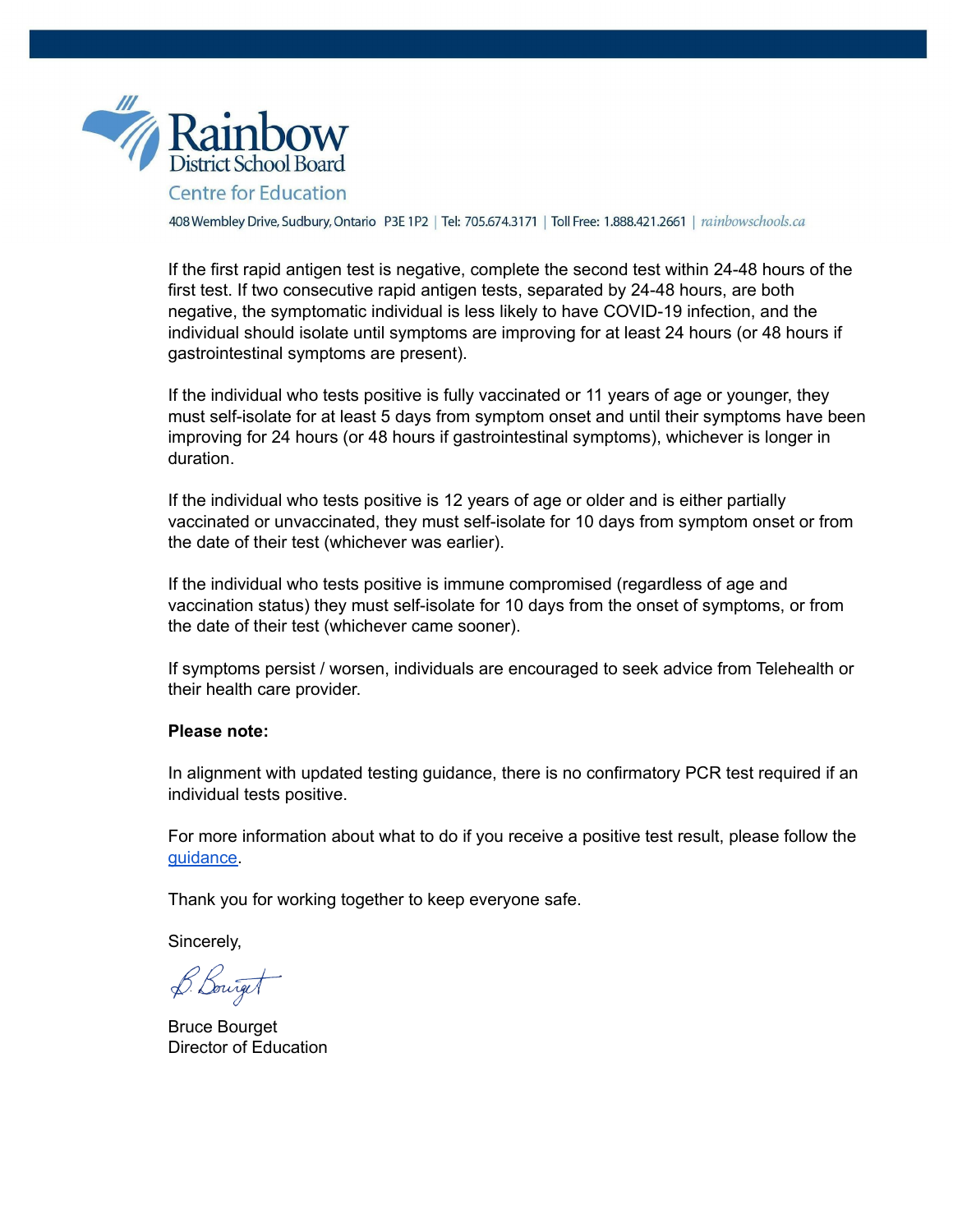Rainbow District School Board
Centre for Education

408 Wembley Drive, Sudbury, Ontario P3E 1P2 | Tel: 705.674.3171 | Toll Free: 1.888.421.2661 | rainbowschools.ca

If the first rapid antigen test is negative, complete the second test within 24-48 hours of the first test. If two consecutive rapid antigen tests, separated by 24-48 hours, are both negative, the symptomatic individual is less likely to have COVID-19 infection, and the individual should isolate until symptoms are improving for at least 24 hours (or 48 hours if gastrointestinal symptoms are present).

If the individual who tests positive is fully vaccinated or 11 years of age or younger, they must self-isolate for at least 5 days from symptom onset and until their symptoms have been improving for 24 hours (or 48 hours if gastrointestinal symptoms), whichever is longer in duration.

If the individual who tests positive is 12 years of age or older and is either partially vaccinated or unvaccinated, they must self-isolate for 10 days from symptom onset or from the date of their test (whichever was earlier).

If the individual who tests positive is immune compromised (regardless of age and vaccination status) they must self-isolate for 10 days from the onset of symptoms, or from the date of their test (whichever came sooner).

If symptoms persist / worsen, individuals are encouraged to seek advice from Telehealth or their health care provider.

**Please note:**

In alignment with updated testing guidance, there is no confirmatory PCR test required if an individual tests positive.

For more information about what to do if you receive a positive test result, please follow the guidance.

Thank you for working together to keep everyone safe.

Sincerely,

Bruce Bourget
Director of Education